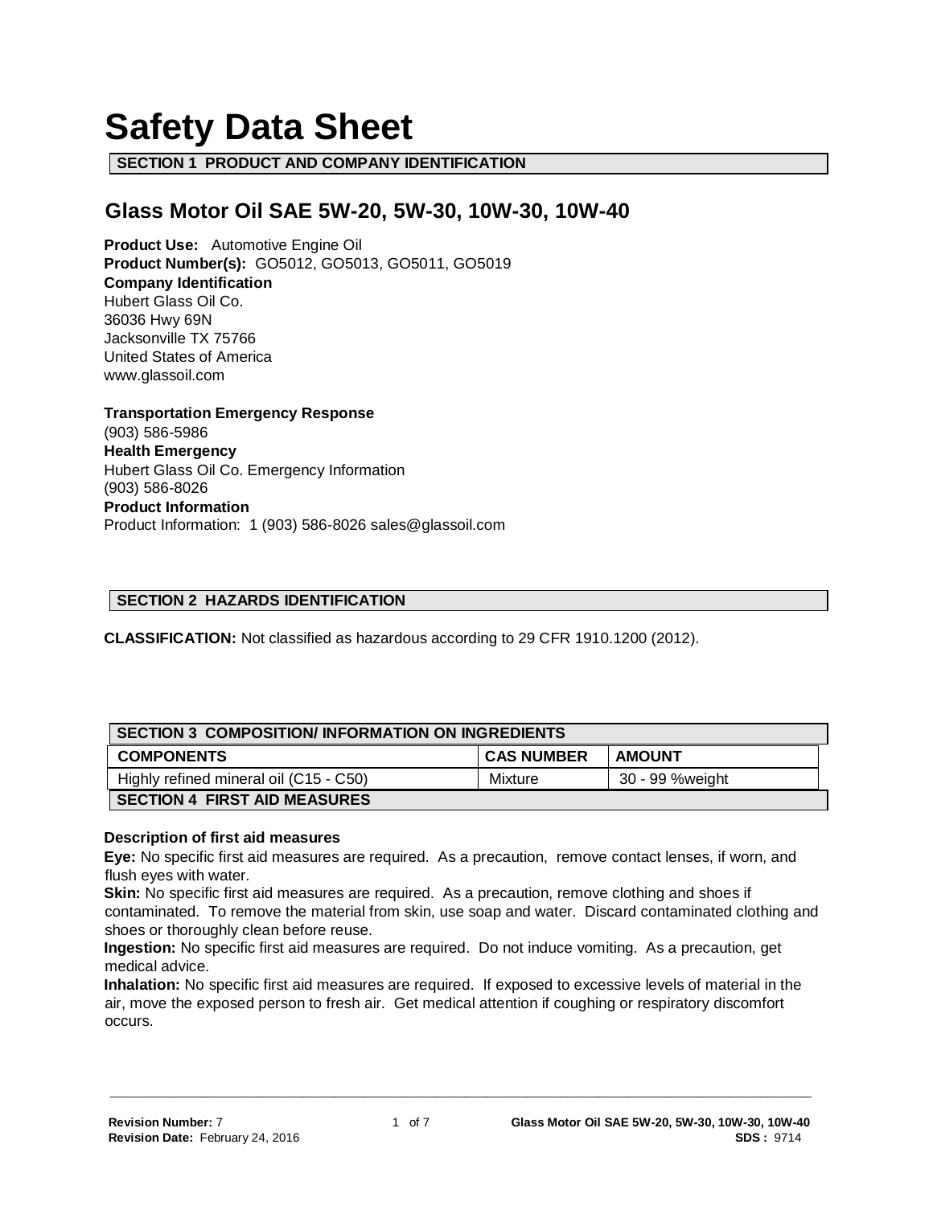# Safety Data Sheet

## SECTION 1 PRODUCT AND COMPANY IDENTIFICATION

## Glass Motor Oil SAE 5W-20, 5W-30, 10W-30, 10W-40

**Product Use:** Automotive Engine Oil
**Product Number(s):** GO5012, GO5013, GO5011, GO5019
**Company Identification**
Hubert Glass Oil Co.
36036 Hwy 69N
Jacksonville TX 75766
United States of America
www.glassoil.com

**Transportation Emergency Response**
(903) 586-5986
**Health Emergency**
Hubert Glass Oil Co. Emergency Information
(903) 586-8026
**Product Information**
Product Information: 1 (903) 586-8026 sales@glassoil.com

## SECTION 2 HAZARDS IDENTIFICATION

**CLASSIFICATION:** Not classified as hazardous according to 29 CFR 1910.1200 (2012).

## SECTION 3 COMPOSITION/ INFORMATION ON INGREDIENTS

| COMPONENTS | CAS NUMBER | AMOUNT |
|---|---|---|
| Highly refined mineral oil (C15 - C50) | Mixture | 30 - 99 %weight |

## SECTION 4 FIRST AID MEASURES

**Description of first aid measures**

**Eye:** No specific first aid measures are required. As a precaution, remove contact lenses, if worn, and flush eyes with water.

**Skin:** No specific first aid measures are required. As a precaution, remove clothing and shoes if contaminated. To remove the material from skin, use soap and water. Discard contaminated clothing and shoes or thoroughly clean before reuse.

**Ingestion:** No specific first aid measures are required. Do not induce vomiting. As a precaution, get medical advice.

**Inhalation:** No specific first aid measures are required. If exposed to excessive levels of material in the air, move the exposed person to fresh air. Get medical attention if coughing or respiratory discomfort occurs.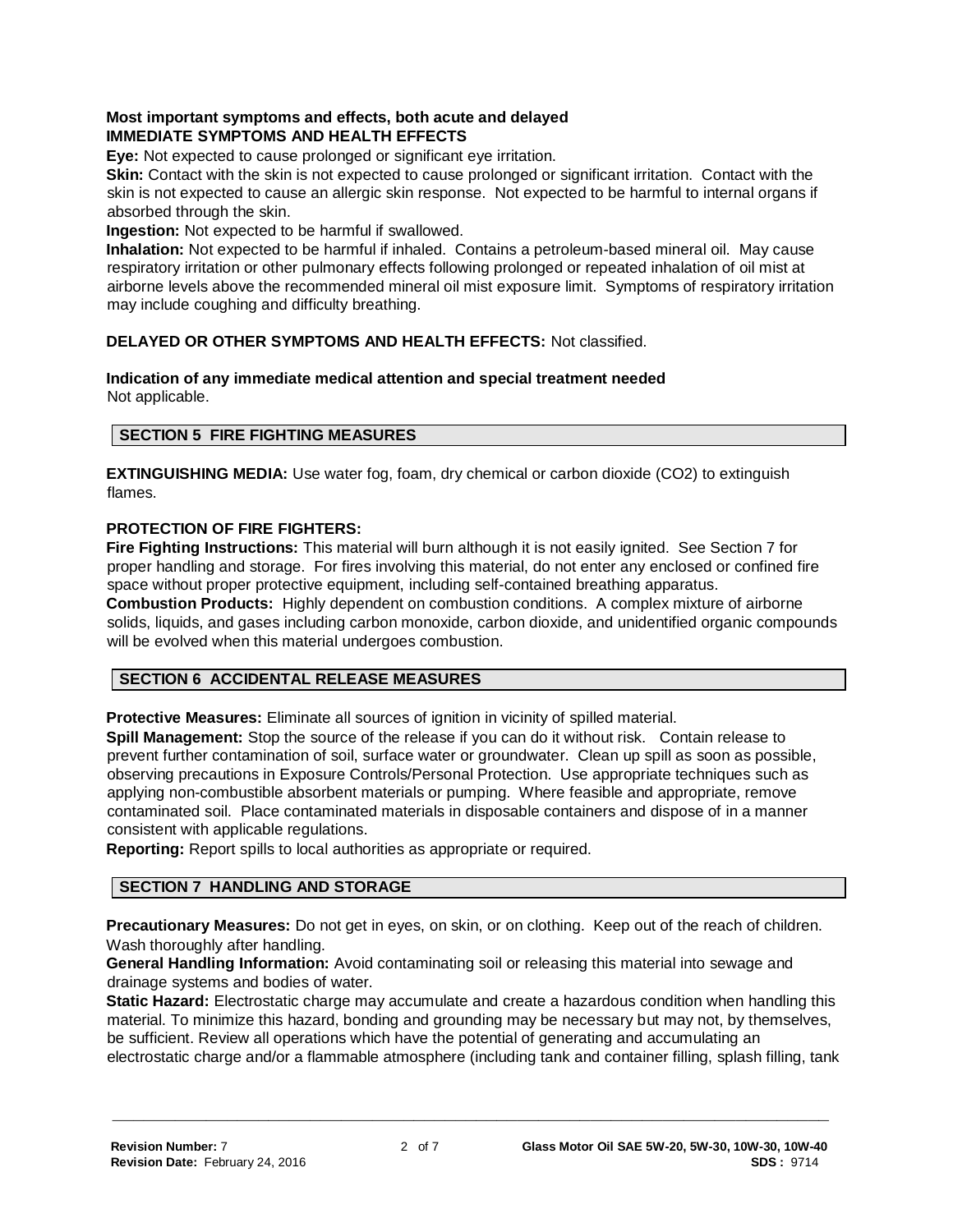**Most important symptoms and effects, both acute and delayed**
**IMMEDIATE SYMPTOMS AND HEALTH EFFECTS**

**Eye:** Not expected to cause prolonged or significant eye irritation.

**Skin:** Contact with the skin is not expected to cause prolonged or significant irritation. Contact with the skin is not expected to cause an allergic skin response. Not expected to be harmful to internal organs if absorbed through the skin.

**Ingestion:** Not expected to be harmful if swallowed.

**Inhalation:** Not expected to be harmful if inhaled. Contains a petroleum-based mineral oil. May cause respiratory irritation or other pulmonary effects following prolonged or repeated inhalation of oil mist at airborne levels above the recommended mineral oil mist exposure limit. Symptoms of respiratory irritation may include coughing and difficulty breathing.

**DELAYED OR OTHER SYMPTOMS AND HEALTH EFFECTS:** Not classified.

**Indication of any immediate medical attention and special treatment needed**
Not applicable.

## SECTION 5 FIRE FIGHTING MEASURES

**EXTINGUISHING MEDIA:** Use water fog, foam, dry chemical or carbon dioxide ($CO_2$) to extinguish flames.

**PROTECTION OF FIRE FIGHTERS:**

**Fire Fighting Instructions:** This material will burn although it is not easily ignited. See Section 7 for proper handling and storage. For fires involving this material, do not enter any enclosed or confined fire space without proper protective equipment, including self-contained breathing apparatus.

**Combustion Products:** Highly dependent on combustion conditions. A complex mixture of airborne solids, liquids, and gases including carbon monoxide, carbon dioxide, and unidentified organic compounds will be evolved when this material undergoes combustion.

## SECTION 6 ACCIDENTAL RELEASE MEASURES

**Protective Measures:** Eliminate all sources of ignition in vicinity of spilled material.

**Spill Management:** Stop the source of the release if you can do it without risk. Contain release to prevent further contamination of soil, surface water or groundwater. Clean up spill as soon as possible, observing precautions in Exposure Controls/Personal Protection. Use appropriate techniques such as applying non-combustible absorbent materials or pumping. Where feasible and appropriate, remove contaminated soil. Place contaminated materials in disposable containers and dispose of in a manner consistent with applicable regulations.

**Reporting:** Report spills to local authorities as appropriate or required.

## SECTION 7 HANDLING AND STORAGE

**Precautionary Measures:** Do not get in eyes, on skin, or on clothing. Keep out of the reach of children. Wash thoroughly after handling.

**General Handling Information:** Avoid contaminating soil or releasing this material into sewage and drainage systems and bodies of water.

**Static Hazard:** Electrostatic charge may accumulate and create a hazardous condition when handling this material. To minimize this hazard, bonding and grounding may be necessary but may not, by themselves, be sufficient. Review all operations which have the potential of generating and accumulating an electrostatic charge and/or a flammable atmosphere (including tank and container filling, splash filling, tank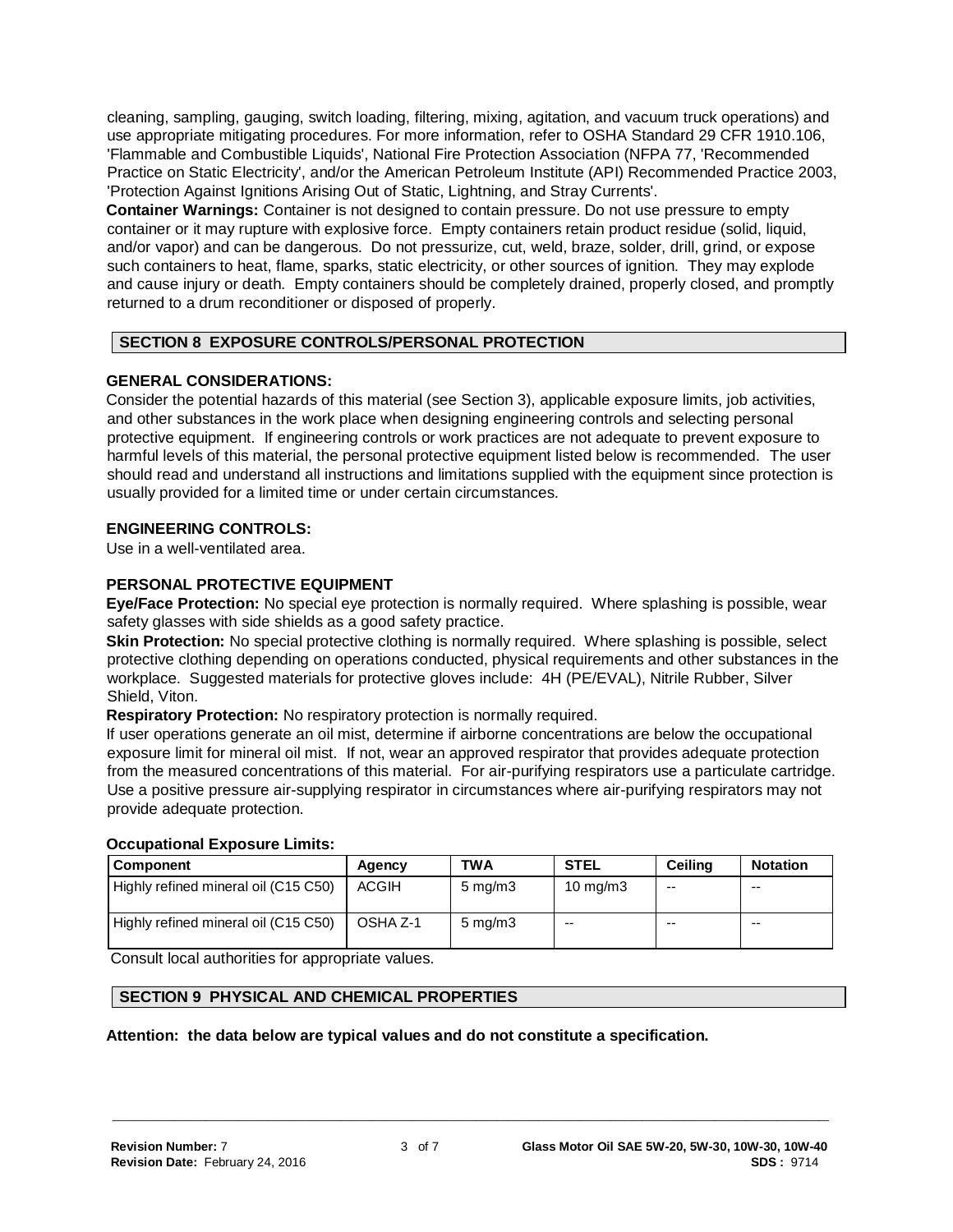cleaning, sampling, gauging, switch loading, filtering, mixing, agitation, and vacuum truck operations) and use appropriate mitigating procedures. For more information, refer to OSHA Standard 29 CFR 1910.106, 'Flammable and Combustible Liquids', National Fire Protection Association (NFPA 77, 'Recommended Practice on Static Electricity', and/or the American Petroleum Institute (API) Recommended Practice 2003, 'Protection Against Ignitions Arising Out of Static, Lightning, and Stray Currents'.

**Container Warnings:** Container is not designed to contain pressure. Do not use pressure to empty container or it may rupture with explosive force. Empty containers retain product residue (solid, liquid, and/or vapor) and can be dangerous. Do not pressurize, cut, weld, braze, solder, drill, grind, or expose such containers to heat, flame, sparks, static electricity, or other sources of ignition. They may explode and cause injury or death. Empty containers should be completely drained, properly closed, and promptly returned to a drum reconditioner or disposed of properly.

## SECTION 8 EXPOSURE CONTROLS/PERSONAL PROTECTION

### GENERAL CONSIDERATIONS:

Consider the potential hazards of this material (see Section 3), applicable exposure limits, job activities, and other substances in the work place when designing engineering controls and selecting personal protective equipment. If engineering controls or work practices are not adequate to prevent exposure to harmful levels of this material, the personal protective equipment listed below is recommended. The user should read and understand all instructions and limitations supplied with the equipment since protection is usually provided for a limited time or under certain circumstances.

### ENGINEERING CONTROLS:

Use in a well-ventilated area.

### PERSONAL PROTECTIVE EQUIPMENT

**Eye/Face Protection:** No special eye protection is normally required. Where splashing is possible, wear safety glasses with side shields as a good safety practice.

**Skin Protection:** No special protective clothing is normally required. Where splashing is possible, select protective clothing depending on operations conducted, physical requirements and other substances in the workplace. Suggested materials for protective gloves include: 4H (PE/EVAL), Nitrile Rubber, Silver Shield, Viton.

**Respiratory Protection:** No respiratory protection is normally required.

If user operations generate an oil mist, determine if airborne concentrations are below the occupational exposure limit for mineral oil mist. If not, wear an approved respirator that provides adequate protection from the measured concentrations of this material. For air-purifying respirators use a particulate cartridge. Use a positive pressure air-supplying respirator in circumstances where air-purifying respirators may not provide adequate protection.

**Occupational Exposure Limits:**

| Component | Agency | TWA | STEL | Ceiling | Notation |
|---|---|---|---|---|---|
| Highly refined mineral oil (C15 C50) | ACGIH | 5 mg/m3 | 10 mg/m3 | -- | -- |
| Highly refined mineral oil (C15 C50) | OSHA Z-1 | 5 mg/m3 | -- | -- | -- |

Consult local authorities for appropriate values.

## SECTION 9 PHYSICAL AND CHEMICAL PROPERTIES

**Attention: the data below are typical values and do not constitute a specification.**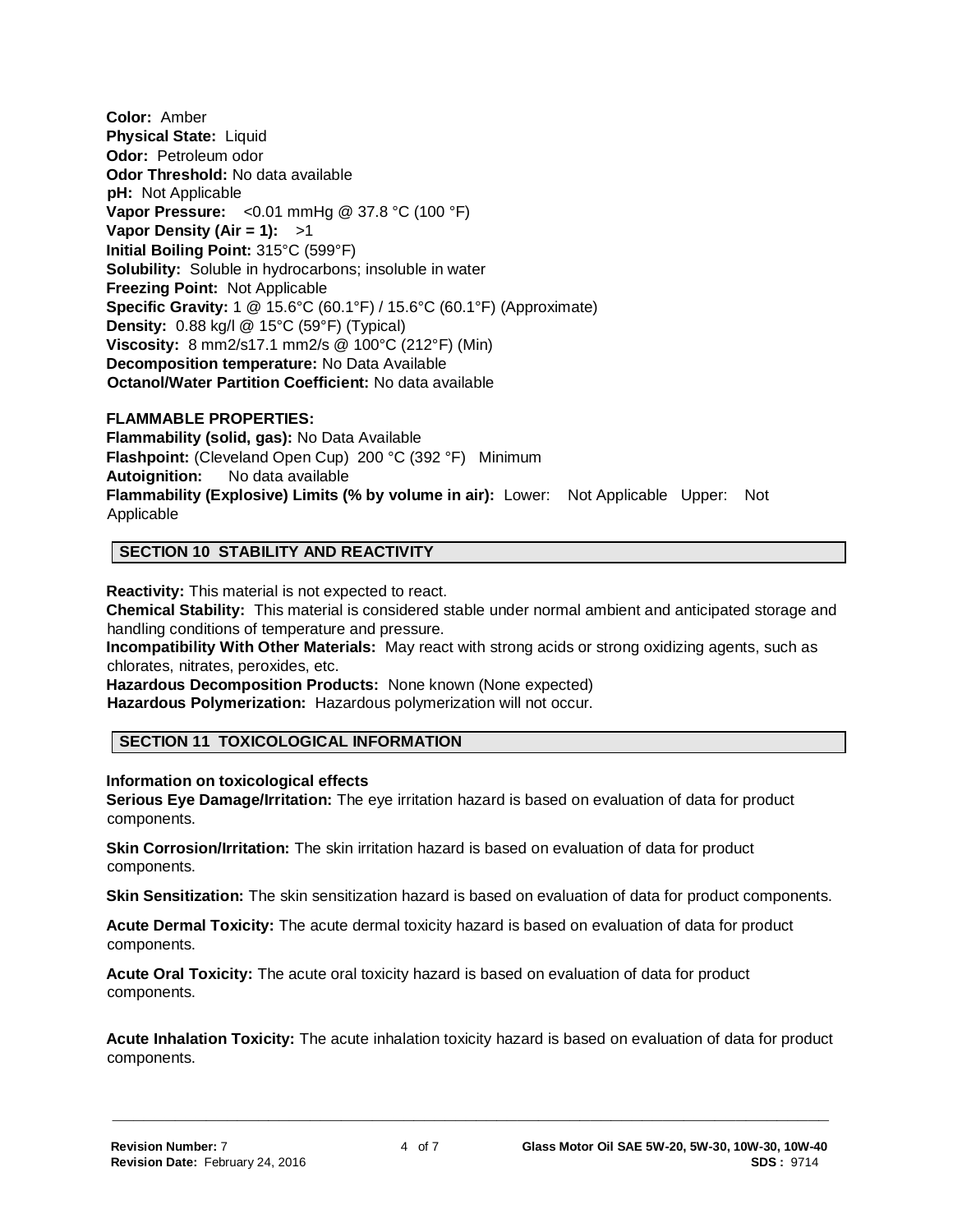**Color:** Amber
**Physical State:** Liquid
**Odor:** Petroleum odor
**Odor Threshold:** No data available
**pH:** Not Applicable
**Vapor Pressure:** <0.01 mmHg @ 37.8 °C (100 °F)
**Vapor Density (Air = 1):** >1
**Initial Boiling Point:** 315°C (599°F)
**Solubility:** Soluble in hydrocarbons; insoluble in water
**Freezing Point:** Not Applicable
**Specific Gravity:** 1 @ 15.6°C (60.1°F) / 15.6°C (60.1°F) (Approximate)
**Density:** 0.88 kg/l @ 15°C (59°F) (Typical)
**Viscosity:** 8 mm2/s17.1 mm2/s @ 100°C (212°F) (Min)
**Decomposition temperature:** No Data Available
**Octanol/Water Partition Coefficient:** No data available

**FLAMMABLE PROPERTIES:**
**Flammability (solid, gas):** No Data Available
**Flashpoint:** (Cleveland Open Cup) 200 °C (392 °F) Minimum
**Autoignition:** No data available
**Flammability (Explosive) Limits (% by volume in air):** Lower: Not Applicable Upper: Not Applicable

## SECTION 10 STABILITY AND REACTIVITY

**Reactivity:** This material is not expected to react.
**Chemical Stability:** This material is considered stable under normal ambient and anticipated storage and handling conditions of temperature and pressure.
**Incompatibility With Other Materials:** May react with strong acids or strong oxidizing agents, such as chlorates, nitrates, peroxides, etc.
**Hazardous Decomposition Products:** None known (None expected)
**Hazardous Polymerization:** Hazardous polymerization will not occur.

## SECTION 11 TOXICOLOGICAL INFORMATION

**Information on toxicological effects**
**Serious Eye Damage/Irritation:** The eye irritation hazard is based on evaluation of data for product components.

**Skin Corrosion/Irritation:** The skin irritation hazard is based on evaluation of data for product components.

**Skin Sensitization:** The skin sensitization hazard is based on evaluation of data for product components.

**Acute Dermal Toxicity:** The acute dermal toxicity hazard is based on evaluation of data for product components.

**Acute Oral Toxicity:** The acute oral toxicity hazard is based on evaluation of data for product components.

**Acute Inhalation Toxicity:** The acute inhalation toxicity hazard is based on evaluation of data for product components.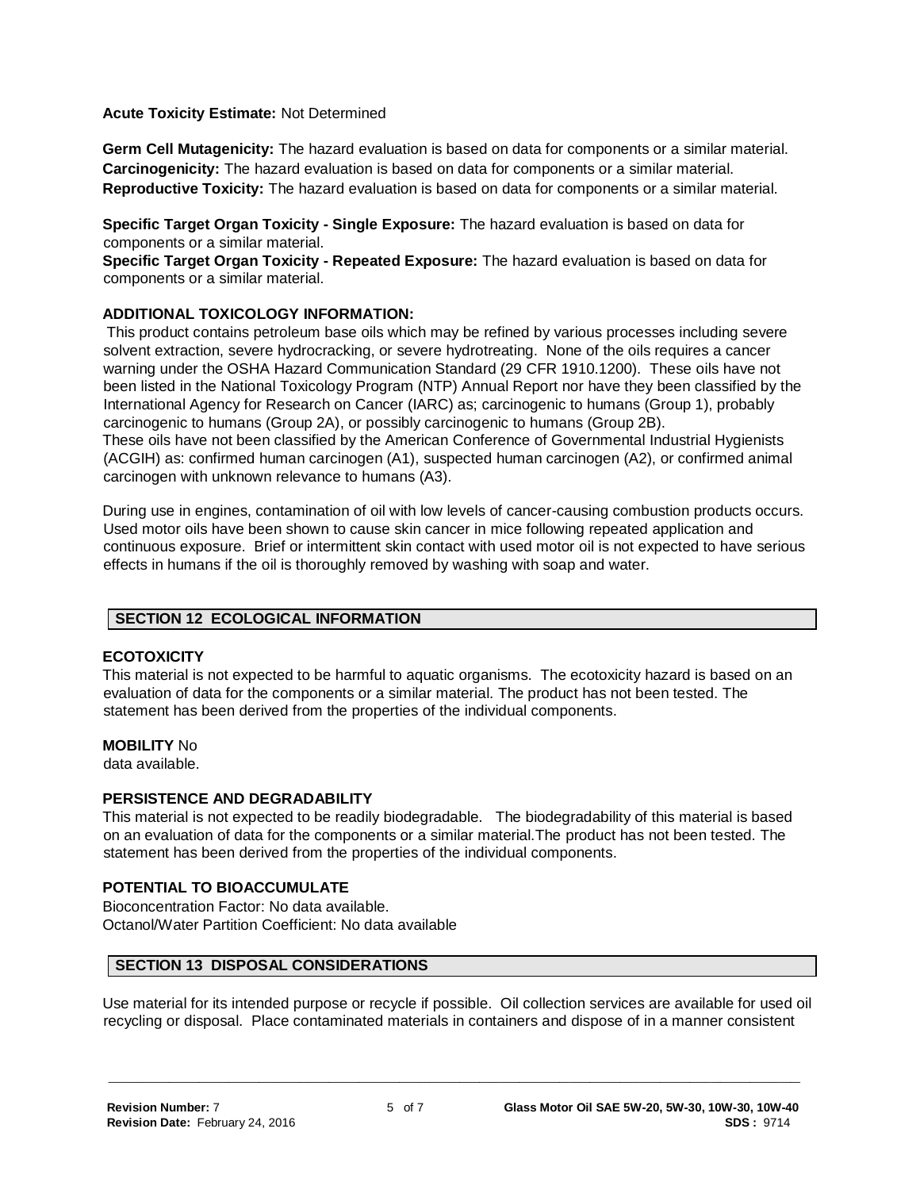**Acute Toxicity Estimate:** Not Determined

**Germ Cell Mutagenicity:** The hazard evaluation is based on data for components or a similar material.
**Carcinogenicity:** The hazard evaluation is based on data for components or a similar material.
**Reproductive Toxicity:** The hazard evaluation is based on data for components or a similar material.

**Specific Target Organ Toxicity - Single Exposure:** The hazard evaluation is based on data for components or a similar material.
**Specific Target Organ Toxicity - Repeated Exposure:** The hazard evaluation is based on data for components or a similar material.

**ADDITIONAL TOXICOLOGY INFORMATION:**
This product contains petroleum base oils which may be refined by various processes including severe solvent extraction, severe hydrocracking, or severe hydrotreating. None of the oils requires a cancer warning under the OSHA Hazard Communication Standard (29 CFR 1910.1200). These oils have not been listed in the National Toxicology Program (NTP) Annual Report nor have they been classified by the International Agency for Research on Cancer (IARC) as; carcinogenic to humans (Group 1), probably carcinogenic to humans (Group 2A), or possibly carcinogenic to humans (Group 2B).
These oils have not been classified by the American Conference of Governmental Industrial Hygienists (ACGIH) as: confirmed human carcinogen (A1), suspected human carcinogen (A2), or confirmed animal carcinogen with unknown relevance to humans (A3).

During use in engines, contamination of oil with low levels of cancer-causing combustion products occurs. Used motor oils have been shown to cause skin cancer in mice following repeated application and continuous exposure. Brief or intermittent skin contact with used motor oil is not expected to have serious effects in humans if the oil is thoroughly removed by washing with soap and water.

## SECTION 12 ECOLOGICAL INFORMATION

**ECOTOXICITY**
This material is not expected to be harmful to aquatic organisms. The ecotoxicity hazard is based on an evaluation of data for the components or a similar material. The product has not been tested. The statement has been derived from the properties of the individual components.

**MOBILITY** No data available.

**PERSISTENCE AND DEGRADABILITY**
This material is not expected to be readily biodegradable. The biodegradability of this material is based on an evaluation of data for the components or a similar material.The product has not been tested. The statement has been derived from the properties of the individual components.

**POTENTIAL TO BIOACCUMULATE**
Bioconcentration Factor: No data available.
Octanol/Water Partition Coefficient: No data available

## SECTION 13 DISPOSAL CONSIDERATIONS

Use material for its intended purpose or recycle if possible. Oil collection services are available for used oil recycling or disposal. Place contaminated materials in containers and dispose of in a manner consistent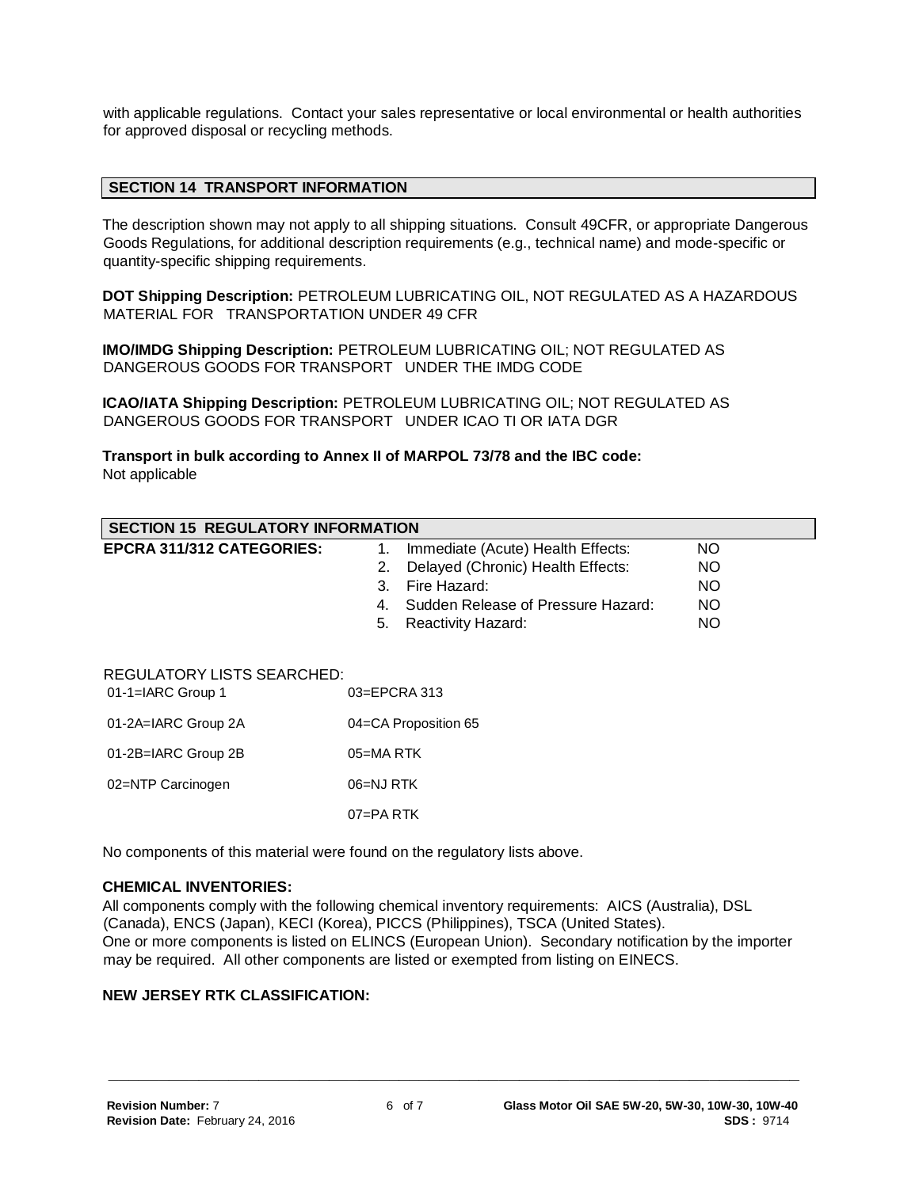with applicable regulations. Contact your sales representative or local environmental or health authorities for approved disposal or recycling methods.

## SECTION 14 TRANSPORT INFORMATION

The description shown may not apply to all shipping situations. Consult 49CFR, or appropriate Dangerous Goods Regulations, for additional description requirements (e.g., technical name) and mode-specific or quantity-specific shipping requirements.

**DOT Shipping Description:** PETROLEUM LUBRICATING OIL, NOT REGULATED AS A HAZARDOUS MATERIAL FOR TRANSPORTATION UNDER 49 CFR

**IMO/IMDG Shipping Description:** PETROLEUM LUBRICATING OIL; NOT REGULATED AS DANGEROUS GOODS FOR TRANSPORT UNDER THE IMDG CODE

**ICAO/IATA Shipping Description:** PETROLEUM LUBRICATING OIL; NOT REGULATED AS DANGEROUS GOODS FOR TRANSPORT UNDER ICAO TI OR IATA DGR

**Transport in bulk according to Annex II of MARPOL 73/78 and the IBC code:**
Not applicable

## SECTION 15 REGULATORY INFORMATION

**EPCRA 311/312 CATEGORIES:**

1. Immediate (Acute) Health Effects: NO
2. Delayed (Chronic) Health Effects: NO
3. Fire Hazard: NO
4. Sudden Release of Pressure Hazard: NO
5. Reactivity Hazard: NO

REGULATORY LISTS SEARCHED:

| | |
|---|---|
| 01-1=IARC Group 1 | 03=EPCRA 313 |
| 01-2A=IARC Group 2A | 04=CA Proposition 65 |
| 01-2B=IARC Group 2B | 05=MA RTK |
| 02=NTP Carcinogen | 06=NJ RTK |
| | 07=PA RTK |

No components of this material were found on the regulatory lists above.

**CHEMICAL INVENTORIES:**

All components comply with the following chemical inventory requirements: AICS (Australia), DSL (Canada), ENCS (Japan), KECI (Korea), PICCS (Philippines), TSCA (United States).
One or more components is listed on ELINCS (European Union). Secondary notification by the importer may be required. All other components are listed or exempted from listing on EINECS.

**NEW JERSEY RTK CLASSIFICATION:**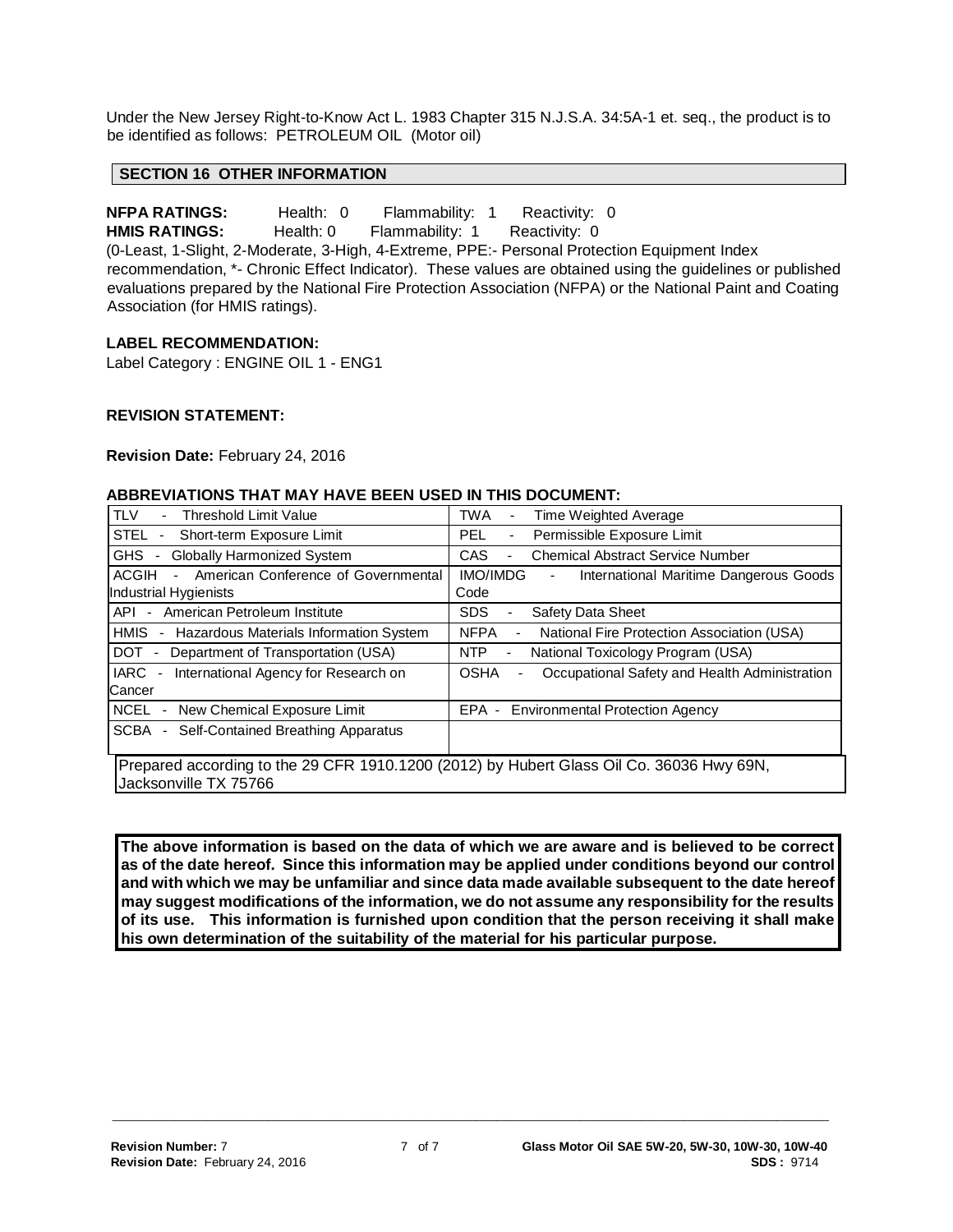Under the New Jersey Right-to-Know Act L. 1983 Chapter 315 N.J.S.A. 34:5A-1 et. seq., the product is to be identified as follows: PETROLEUM OIL (Motor oil)

## SECTION 16 OTHER INFORMATION

**NFPA RATINGS:** Health: 0 Flammability: 1 Reactivity: 0
**HMIS RATINGS:** Health: 0 Flammability: 1 Reactivity: 0
(0-Least, 1-Slight, 2-Moderate, 3-High, 4-Extreme, PPE:- Personal Protection Equipment Index recommendation, *- Chronic Effect Indicator). These values are obtained using the guidelines or published evaluations prepared by the National Fire Protection Association (NFPA) or the National Paint and Coating Association (for HMIS ratings).

**LABEL RECOMMENDATION:**
Label Category : ENGINE OIL 1 - ENG1

**REVISION STATEMENT:**

**Revision Date:** February 24, 2016

**ABBREVIATIONS THAT MAY HAVE BEEN USED IN THIS DOCUMENT:**

| | |
|---|---|
| TLV - Threshold Limit Value | TWA - Time Weighted Average |
| STEL - Short-term Exposure Limit | PEL - Permissible Exposure Limit |
| GHS - Globally Harmonized System | CAS - Chemical Abstract Service Number |
| ACGIH - American Conference of Governmental Industrial Hygienists | IMO/IMDG - International Maritime Dangerous Goods Code |
| API - American Petroleum Institute | SDS - Safety Data Sheet |
| HMIS - Hazardous Materials Information System | NFPA - National Fire Protection Association (USA) |
| DOT - Department of Transportation (USA) | NTP - National Toxicology Program (USA) |
| IARC - International Agency for Research on Cancer | OSHA - Occupational Safety and Health Administration |
| NCEL - New Chemical Exposure Limit | EPA - Environmental Protection Agency |
| SCBA - Self-Contained Breathing Apparatus | |

Prepared according to the 29 CFR 1910.1200 (2012) by Hubert Glass Oil Co. 36036 Hwy 69N, Jacksonville TX 75766

**The above information is based on the data of which we are aware and is believed to be correct as of the date hereof. Since this information may be applied under conditions beyond our control and with which we may be unfamiliar and since data made available subsequent to the date hereof may suggest modifications of the information, we do not assume any responsibility for the results of its use. This information is furnished upon condition that the person receiving it shall make his own determination of the suitability of the material for his particular purpose.**